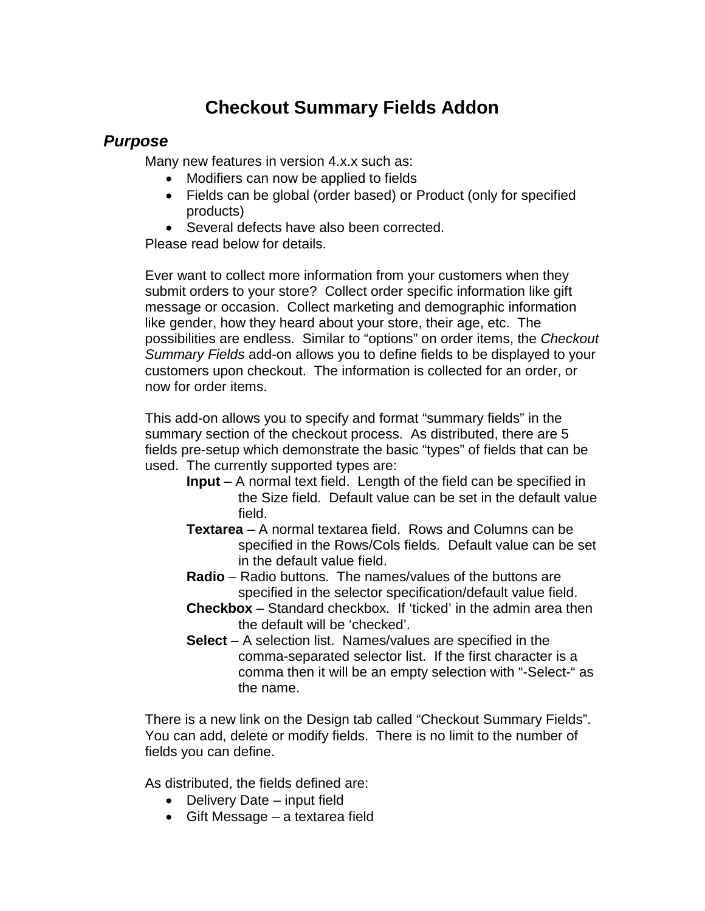# Checkout Summary Fields Addon

## *Purpose*

Many new features in version 4.x.x such as:

- Modifiers can now be applied to fields
- Fields can be global (order based) or Product (only for specified products)
- Several defects have also been corrected.

Please read below for details.

Ever want to collect more information from your customers when they submit orders to your store? Collect order specific information like gift message or occasion. Collect marketing and demographic information like gender, how they heard about your store, their age, etc. The possibilities are endless. Similar to "options" on order items, the *Checkout Summary Fields* add-on allows you to define fields to be displayed to your customers upon checkout. The information is collected for an order, or now for order items.

This add-on allows you to specify and format "summary fields" in the summary section of the checkout process. As distributed, there are 5 fields pre-setup which demonstrate the basic "types" of fields that can be used. The currently supported types are:

**Input** – A normal text field. Length of the field can be specified in the Size field. Default value can be set in the default value field.

**Textarea** – A normal textarea field. Rows and Columns can be specified in the Rows/Cols fields. Default value can be set in the default value field.

**Radio** – Radio buttons. The names/values of the buttons are specified in the selector specification/default value field.

**Checkbox** – Standard checkbox. If 'ticked' in the admin area then the default will be 'checked'.

**Select** – A selection list. Names/values are specified in the comma-separated selector list. If the first character is a comma then it will be an empty selection with "-Select-" as the name.

There is a new link on the Design tab called "Checkout Summary Fields". You can add, delete or modify fields. There is no limit to the number of fields you can define.

As distributed, the fields defined are:

- Delivery Date – input field
- Gift Message – a textarea field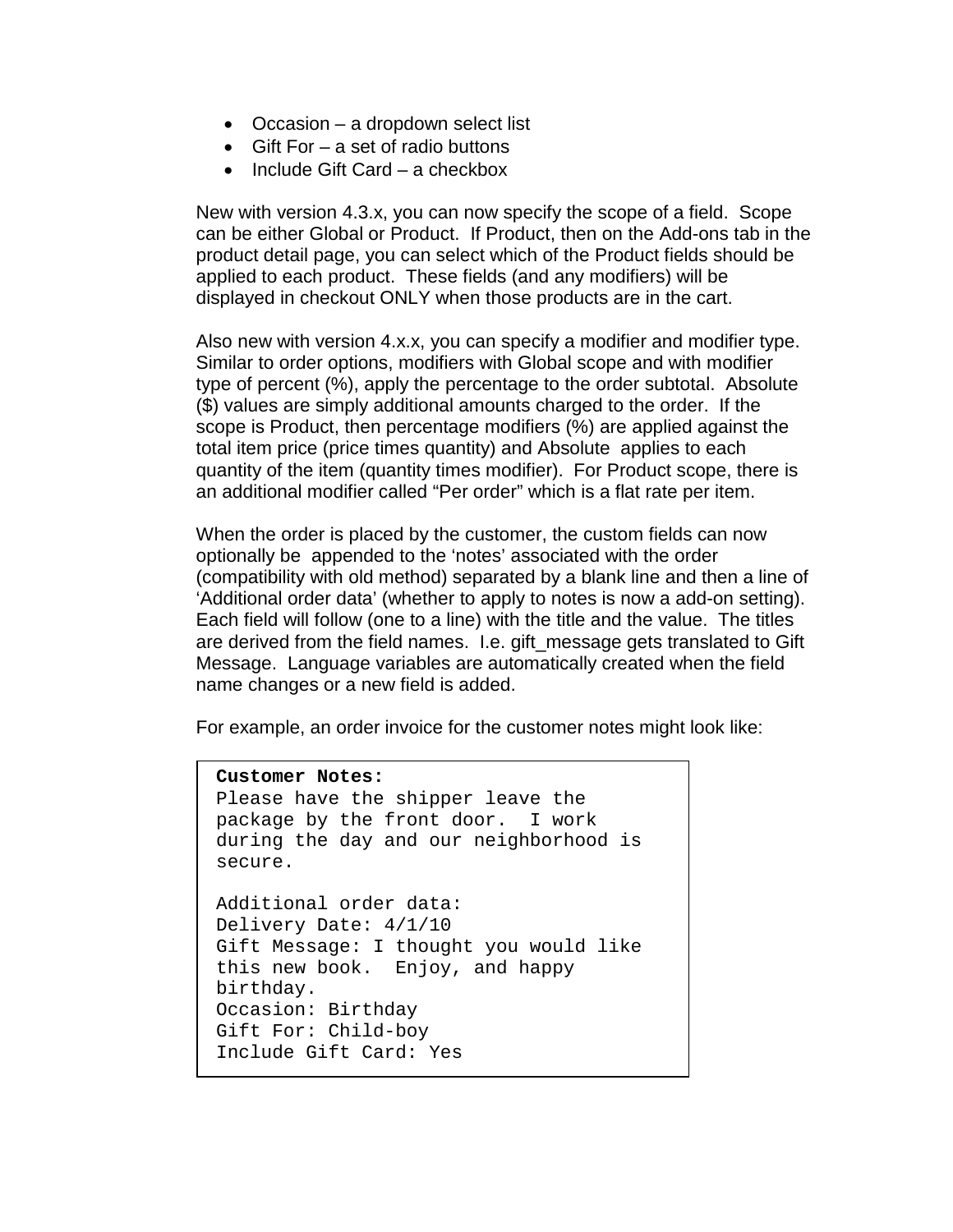- Occasion – a dropdown select list
- Gift For – a set of radio buttons
- Include Gift Card – a checkbox

New with version 4.3.x, you can now specify the scope of a field. Scope can be either Global or Product. If Product, then on the Add-ons tab in the product detail page, you can select which of the Product fields should be applied to each product. These fields (and any modifiers) will be displayed in checkout ONLY when those products are in the cart.

Also new with version 4.x.x, you can specify a modifier and modifier type. Similar to order options, modifiers with Global scope and with modifier type of percent (%), apply the percentage to the order subtotal. Absolute ($) values are simply additional amounts charged to the order. If the scope is Product, then percentage modifiers (%) are applied against the total item price (price times quantity) and Absolute applies to each quantity of the item (quantity times modifier). For Product scope, there is an additional modifier called "Per order" which is a flat rate per item.

When the order is placed by the customer, the custom fields can now optionally be appended to the 'notes' associated with the order (compatibility with old method) separated by a blank line and then a line of 'Additional order data' (whether to apply to notes is now a add-on setting). Each field will follow (one to a line) with the title and the value. The titles are derived from the field names. I.e. gift_message gets translated to Gift Message. Language variables are automatically created when the field name changes or a new field is added.

For example, an order invoice for the customer notes might look like:

```
Customer Notes:
Please have the shipper leave the
package by the front door.  I work
during the day and our neighborhood is
secure.

Additional order data:
Delivery Date: 4/1/10
Gift Message: I thought you would like
this new book.  Enjoy, and happy
birthday.
Occasion: Birthday
Gift For: Child-boy
Include Gift Card: Yes
```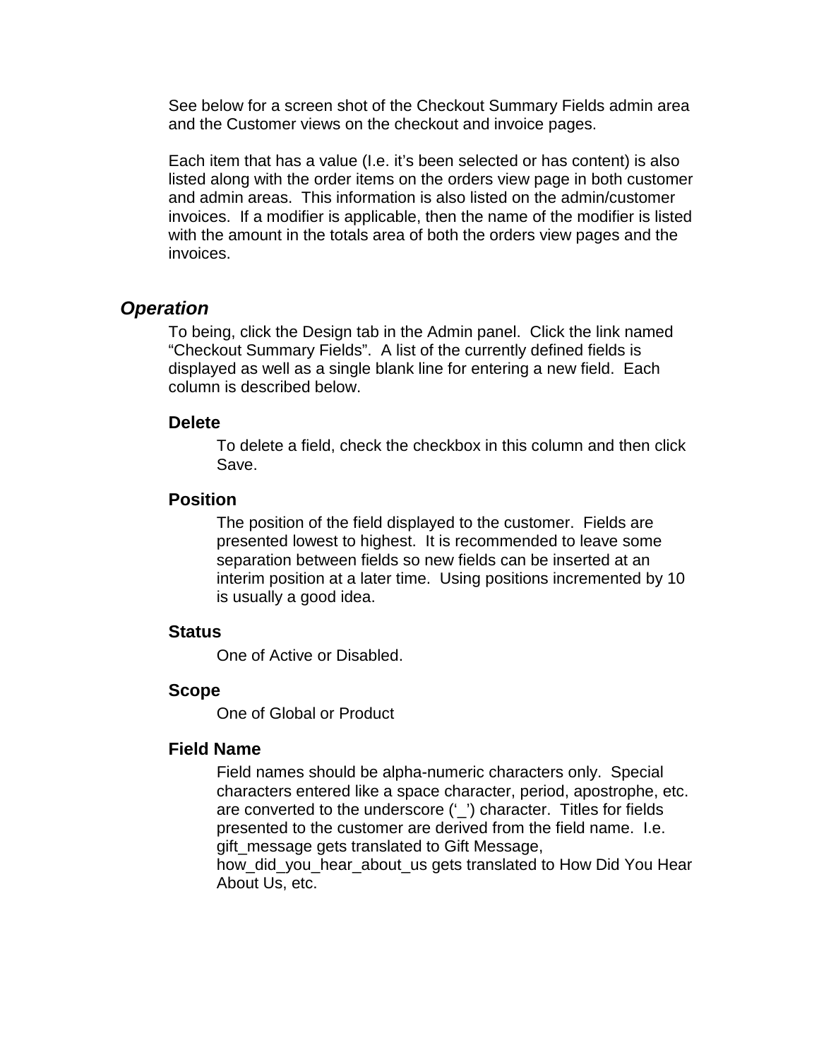See below for a screen shot of the Checkout Summary Fields admin area and the Customer views on the checkout and invoice pages.

Each item that has a value (I.e. it's been selected or has content) is also listed along with the order items on the orders view page in both customer and admin areas. This information is also listed on the admin/customer invoices. If a modifier is applicable, then the name of the modifier is listed with the amount in the totals area of both the orders view pages and the invoices.

## *Operation*

To being, click the Design tab in the Admin panel. Click the link named "Checkout Summary Fields". A list of the currently defined fields is displayed as well as a single blank line for entering a new field. Each column is described below.

### Delete

To delete a field, check the checkbox in this column and then click Save.

### Position

The position of the field displayed to the customer. Fields are presented lowest to highest. It is recommended to leave some separation between fields so new fields can be inserted at an interim position at a later time. Using positions incremented by 10 is usually a good idea.

### Status

One of Active or Disabled.

### Scope

One of Global or Product

### Field Name

Field names should be alpha-numeric characters only. Special characters entered like a space character, period, apostrophe, etc. are converted to the underscore ('_') character. Titles for fields presented to the customer are derived from the field name. I.e. gift_message gets translated to Gift Message, how_did_you_hear_about_us gets translated to How Did You Hear About Us, etc.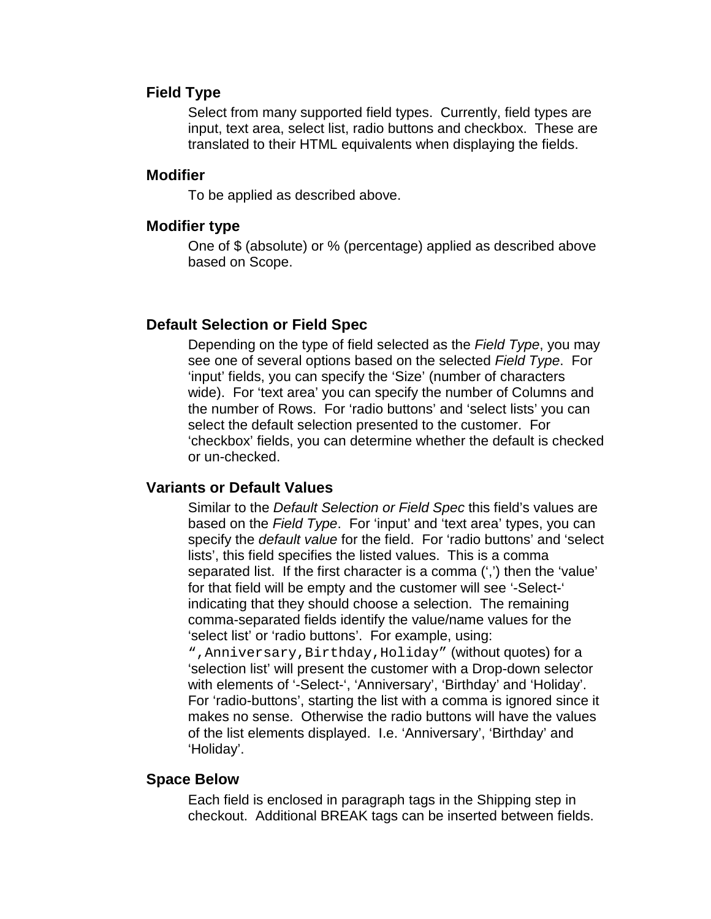### Field Type

Select from many supported field types. Currently, field types are input, text area, select list, radio buttons and checkbox. These are translated to their HTML equivalents when displaying the fields.

### Modifier

To be applied as described above.

### Modifier type

One of $ (absolute) or % (percentage) applied as described above based on Scope.

### Default Selection or Field Spec

Depending on the type of field selected as the *Field Type*, you may see one of several options based on the selected *Field Type*. For 'input' fields, you can specify the 'Size' (number of characters wide). For 'text area' you can specify the number of Columns and the number of Rows. For 'radio buttons' and 'select lists' you can select the default selection presented to the customer. For 'checkbox' fields, you can determine whether the default is checked or un-checked.

### Variants or Default Values

Similar to the *Default Selection or Field Spec* this field's values are based on the *Field Type*. For 'input' and 'text area' types, you can specify the *default value* for the field. For 'radio buttons' and 'select lists', this field specifies the listed values. This is a comma separated list. If the first character is a comma (',') then the 'value' for that field will be empty and the customer will see '-Select-' indicating that they should choose a selection. The remaining comma-separated fields identify the value/name values for the 'select list' or 'radio buttons'. For example, using: `",Anniversary,Birthday,Holiday"` (without quotes) for a 'selection list' will present the customer with a Drop-down selector with elements of '-Select-', 'Anniversary', 'Birthday' and 'Holiday'. For 'radio-buttons', starting the list with a comma is ignored since it makes no sense. Otherwise the radio buttons will have the values of the list elements displayed. I.e. 'Anniversary', 'Birthday' and 'Holiday'.

### Space Below

Each field is enclosed in paragraph tags in the Shipping step in checkout. Additional BREAK tags can be inserted between fields.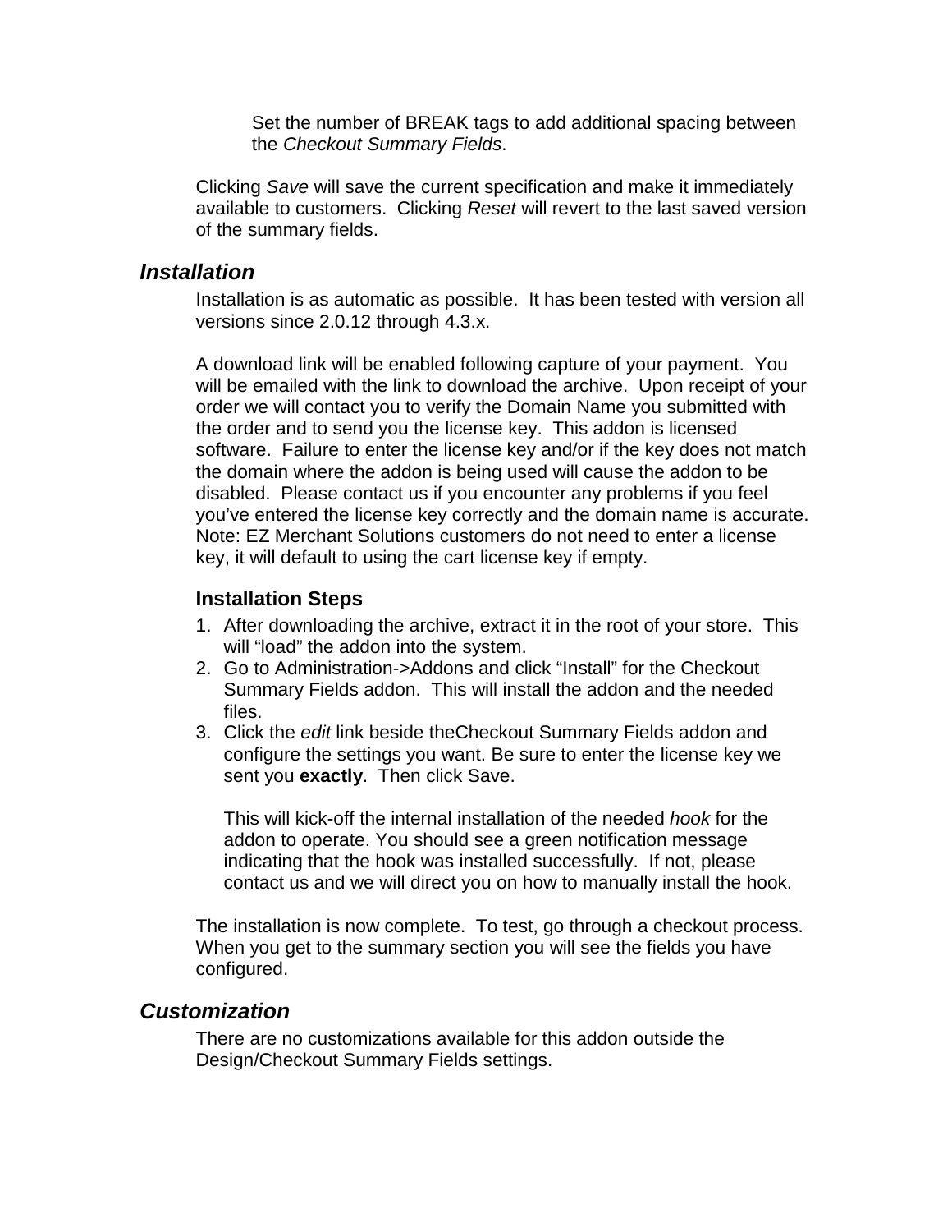Set the number of BREAK tags to add additional spacing between the *Checkout Summary Fields*.

Clicking *Save* will save the current specification and make it immediately available to customers. Clicking *Reset* will revert to the last saved version of the summary fields.

## *Installation*

Installation is as automatic as possible. It has been tested with version all versions since 2.0.12 through 4.3.x.

A download link will be enabled following capture of your payment. You will be emailed with the link to download the archive. Upon receipt of your order we will contact you to verify the Domain Name you submitted with the order and to send you the license key. This addon is licensed software. Failure to enter the license key and/or if the key does not match the domain where the addon is being used will cause the addon to be disabled. Please contact us if you encounter any problems if you feel you've entered the license key correctly and the domain name is accurate. Note: EZ Merchant Solutions customers do not need to enter a license key, it will default to using the cart license key if empty.

### Installation Steps

1. After downloading the archive, extract it in the root of your store. This will "load" the addon into the system.
2. Go to Administration->Addons and click "Install" for the Checkout Summary Fields addon. This will install the addon and the needed files.
3. Click the *edit* link beside theCheckout Summary Fields addon and configure the settings you want. Be sure to enter the license key we sent you **exactly**. Then click Save.

   This will kick-off the internal installation of the needed *hook* for the addon to operate. You should see a green notification message indicating that the hook was installed successfully. If not, please contact us and we will direct you on how to manually install the hook.

The installation is now complete. To test, go through a checkout process. When you get to the summary section you will see the fields you have configured.

## *Customization*

There are no customizations available for this addon outside the Design/Checkout Summary Fields settings.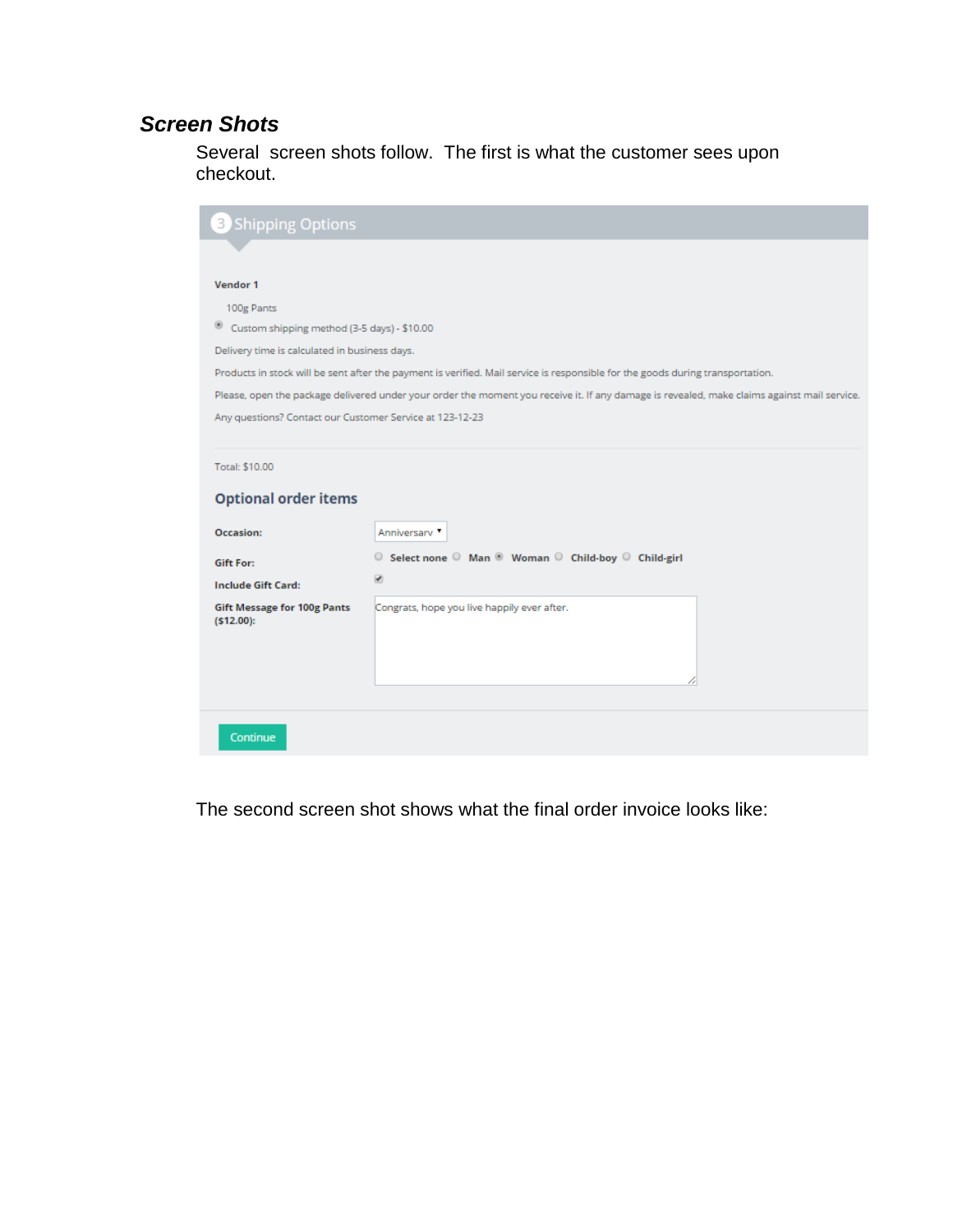### *Screen Shots*

Several screen shots follow. The first is what the customer sees upon checkout.

3 Shipping Options

**Vendor 1**

100g Pants

Custom shipping method (3-5 days) - $10.00

Delivery time is calculated in business days.

Products in stock will be sent after the payment is verified. Mail service is responsible for the goods during transportation.

Please, open the package delivered under your order the moment you receive it. If any damage is revealed, make claims against mail service.

Any questions? Contact our Customer Service at 123-12-23

Total: $10.00

**Optional order items**

**Occasion:** Anniversary

**Gift For:** Select none | Man | Woman | Child-boy | Child-girl

**Include Gift Card:** ✔

**Gift Message for 100g Pants ($12.00):** Congrats, hope you live happily ever after.

Continue

The second screen shot shows what the final order invoice looks like: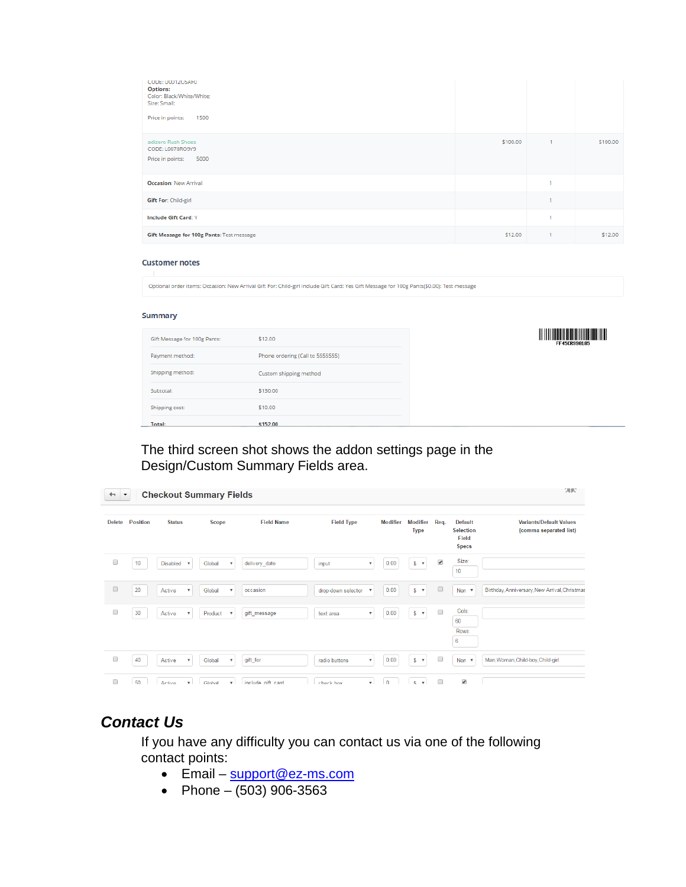CODE: U0012U5AFU
**Options:**
Color: Black/White/White;
Size: Small;

Price in points: 1500

| | | | |
|---|---|---|---|
| adizero Rush Shoes<br>CODE: L0073RO9Y9<br>Price in points: 5000 | $100.00 | 1 | $100.00 |
| **Occasion**: New Arrival | | 1 | |
| **Gift For**: Child-girl | | 1 | |
| **Include Gift Card**: Y | | 1 | |
| **Gift Message for 100g Pants**: Test message | $12.00 | 1 | $12.00 |

**Customer notes**

Optional order items: Occasion: New Arrival Gift For: Child-girl Include Gift Card: Yes Gift Message for 100g Pants($0.00): Test message

**Summary**

| | |
|---|---|
| Gift Message for 100g Pants: | $12.00 |
| Payment method: | Phone ordering (Call to 5555555) |
| Shipping method: | Custom shipping method |
| Subtotal: | $130.00 |
| Shipping cost: | $10.00 |
| **Total:** | **$152.00** |

FF45CR99B185

The third screen shot shows the addon settings page in the Design/Custom Summary Fields area.

**Checkout Summary Fields**

| Delete | Position | Status | Scope | Field Name | Field Type | Modifier | Modifier Type | Req. | Default Selection Field Specs | Variants/Default Values (comma separated list) |
|---|---|---|---|---|---|---|---|---|---|---|
| ☐ | 10 | Disabled | Global | delivery_date | input | 0.00 | $ | ☑ | Size: 10 | |
| ☐ | 20 | Active | Global | occasion | drop-down selector | 0.00 | $ | ☐ | Non | Birthday,Anniversary,New Arrival,Christmas |
| ☐ | 30 | Active | Product | gift_message | text area | 0.00 | $ | ☐ | Cols: 60 Rows: 6 | |
| ☐ | 40 | Active | Global | gift_for | radio buttons | 0.00 | $ | ☐ | Non | Man,Woman,Child-boy,Child-girl |
| ☐ | 50 | Active | Global | include_gift_card | check box | 0 | $ | ☐ | ☑ | |

## *Contact Us*

If you have any difficulty you can contact us via one of the following contact points:

- Email – support@ez-ms.com
- Phone – (503) 906-3563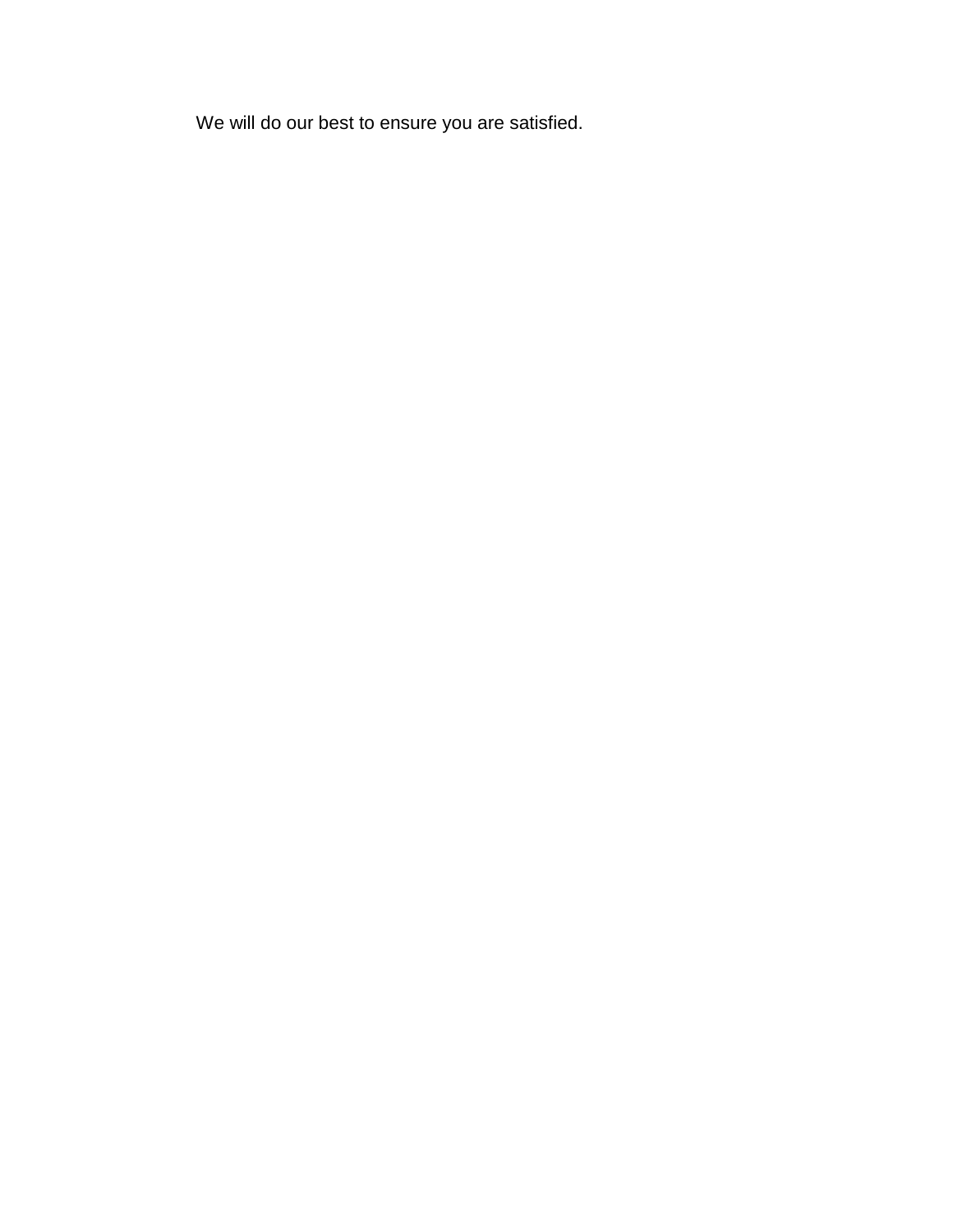We will do our best to ensure you are satisfied.